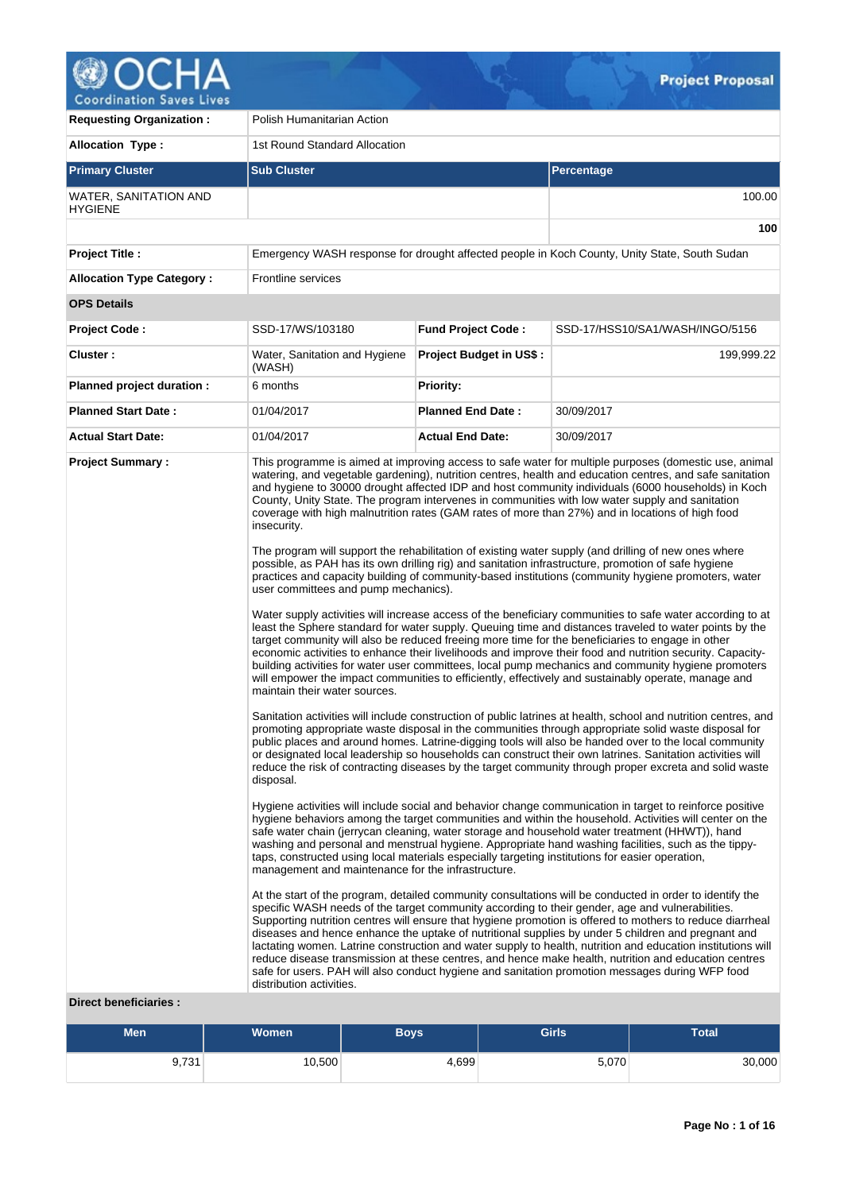# Project Proposal

| | | | |
|---|---|---|---|
| **Requesting Organization :** | Polish Humanitarian Action | | |
| **Allocation Type :** | 1st Round Standard Allocation | | |

| **Primary Cluster** | **Sub Cluster** | **Percentage** |
|---|---|---|
| WATER, SANITATION AND HYGIENE | | 100.00 |
| | | **100** |

| | |
|---|---|
| **Project Title :** | Emergency WASH response for drought affected people in Koch County, Unity State, South Sudan |
| **Allocation Type Category :** | Frontline services |

**OPS Details**

| | | | |
|---|---|---|---|
| **Project Code :** | SSD-17/WS/103180 | **Fund Project Code :** | SSD-17/HSS10/SA1/WASH/INGO/5156 |
| **Cluster :** | Water, Sanitation and Hygiene (WASH) | **Project Budget in US$ :** | 199,999.22 |
| **Planned project duration :** | 6 months | **Priority:** | |
| **Planned Start Date :** | 01/04/2017 | **Planned End Date :** | 30/09/2017 |
| **Actual Start Date:** | 01/04/2017 | **Actual End Date:** | 30/09/2017 |

**Project Summary :**

This programme is aimed at improving access to safe water for multiple purposes (domestic use, animal watering, and vegetable gardening), nutrition centres, health and education centres, and safe sanitation and hygiene to 30000 drought affected IDP and host community individuals (6000 households) in Koch County, Unity State. The program intervenes in communities with low water supply and sanitation coverage with high malnutrition rates (GAM rates of more than 27%) and in locations of high food insecurity.

The program will support the rehabilitation of existing water supply (and drilling of new ones where possible, as PAH has its own drilling rig) and sanitation infrastructure, promotion of safe hygiene practices and capacity building of community-based institutions (community hygiene promoters, water user committees and pump mechanics).

Water supply activities will increase access of the beneficiary communities to safe water according to at least the Sphere standard for water supply. Queuing time and distances traveled to water points by the target community will also be reduced freeing more time for the beneficiaries to engage in other economic activities to enhance their livelihoods and improve their food and nutrition security. Capacity-building activities for water user committees, local pump mechanics and community hygiene promoters will empower the impact communities to efficiently, effectively and sustainably operate, manage and maintain their water sources.

Sanitation activities will include construction of public latrines at health, school and nutrition centres, and promoting appropriate waste disposal in the communities through appropriate solid waste disposal for public places and around homes. Latrine-digging tools will also be handed over to the local community or designated local leadership so households can construct their own latrines. Sanitation activities will reduce the risk of contracting diseases by the target community through proper excreta and solid waste disposal.

Hygiene activities will include social and behavior change communication in target to reinforce positive hygiene behaviors among the target communities and within the household. Activities will center on the safe water chain (jerrycan cleaning, water storage and household water treatment (HHWT)), hand washing and personal and menstrual hygiene. Appropriate hand washing facilities, such as the tippy-taps, constructed using local materials especially targeting institutions for easier operation, management and maintenance for the infrastructure.

At the start of the program, detailed community consultations will be conducted in order to identify the specific WASH needs of the target community according to their gender, age and vulnerabilities. Supporting nutrition centres will ensure that hygiene promotion is offered to mothers to reduce diarrheal diseases and hence enhance the uptake of nutritional supplies by under 5 children and pregnant and lactating women. Latrine construction and water supply to health, nutrition and education institutions will reduce disease transmission at these centres, and hence make health, nutrition and education centres safe for users. PAH will also conduct hygiene and sanitation promotion messages during WFP food distribution activities.

**Direct beneficiaries :**

| Men | Women | Boys | Girls | Total |
|---|---|---|---|---|
| 9,731 | 10,500 | 4,699 | 5,070 | 30,000 |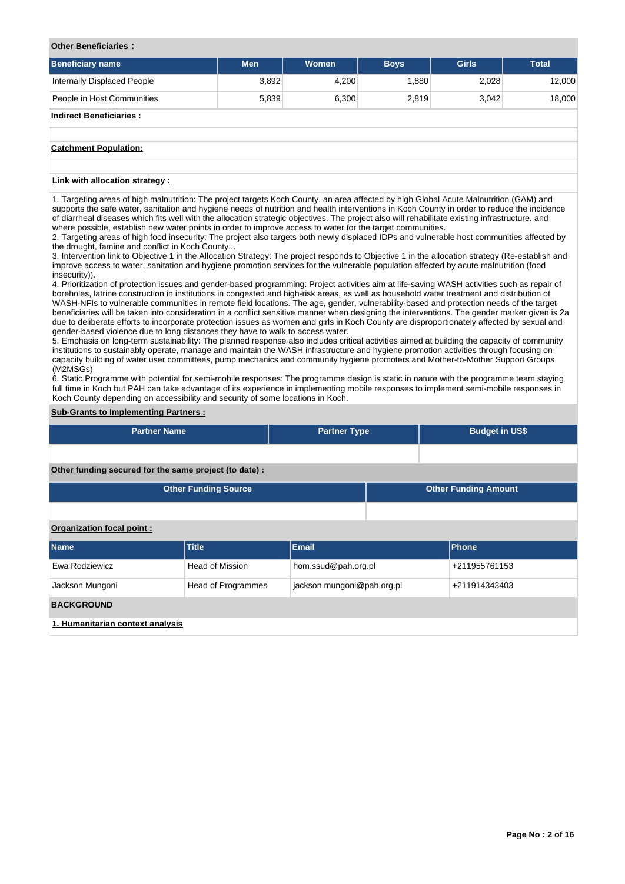**Other Beneficiaries :**

| Beneficiary name | Men | Women | Boys | Girls | Total |
|---|---|---|---|---|---|
| Internally Displaced People | 3,892 | 4,200 | 1,880 | 2,028 | 12,000 |
| People in Host Communities | 5,839 | 6,300 | 2,819 | 3,042 | 18,000 |

**Indirect Beneficiaries :**

**Catchment Population:**

**Link with allocation strategy :**

1. Targeting areas of high malnutrition: The project targets Koch County, an area affected by high Global Acute Malnutrition (GAM) and supports the safe water, sanitation and hygiene needs of nutrition and health interventions in Koch County in order to reduce the incidence of diarrheal diseases which fits well with the allocation strategic objectives. The project also will rehabilitate existing infrastructure, and where possible, establish new water points in order to improve access to water for the target communities.
2. Targeting areas of high food insecurity: The project also targets both newly displaced IDPs and vulnerable host communities affected by the drought, famine and conflict in Koch County...
3. Intervention link to Objective 1 in the Allocation Strategy: The project responds to Objective 1 in the allocation strategy (Re-establish and improve access to water, sanitation and hygiene promotion services for the vulnerable population affected by acute malnutrition (food insecurity)).
4. Prioritization of protection issues and gender-based programming: Project activities aim at life-saving WASH activities such as repair of boreholes, latrine construction in institutions in congested and high-risk areas, as well as household water treatment and distribution of WASH-NFIs to vulnerable communities in remote field locations. The age, gender, vulnerability-based and protection needs of the target beneficiaries will be taken into consideration in a conflict sensitive manner when designing the interventions. The gender marker given is 2a due to deliberate efforts to incorporate protection issues as women and girls in Koch County are disproportionately affected by sexual and gender-based violence due to long distances they have to walk to access water.
5. Emphasis on long-term sustainability: The planned response also includes critical activities aimed at building the capacity of community institutions to sustainably operate, manage and maintain the WASH infrastructure and hygiene promotion activities through focusing on capacity building of water user committees, pump mechanics and community hygiene promoters and Mother-to-Mother Support Groups (M2MSGs)
6. Static Programme with potential for semi-mobile responses: The programme design is static in nature with the programme team staying full time in Koch but PAH can take advantage of its experience in implementing mobile responses to implement semi-mobile responses in Koch County depending on accessibility and security of some locations in Koch.

**Sub-Grants to Implementing Partners :**

| Partner Name | Partner Type | Budget in US$ |
|---|---|---|
| | | |

**Other funding secured for the same project (to date) :**

| Other Funding Source | Other Funding Amount |
|---|---|
| | |

**Organization focal point :**

| Name | Title | Email | Phone |
|---|---|---|---|
| Ewa Rodziewicz | Head of Mission | hom.ssud@pah.org.pl | +211955761153 |
| Jackson Mungoni | Head of Programmes | jackson.mungoni@pah.org.pl | +211914343403 |

## BACKGROUND

### 1. Humanitarian context analysis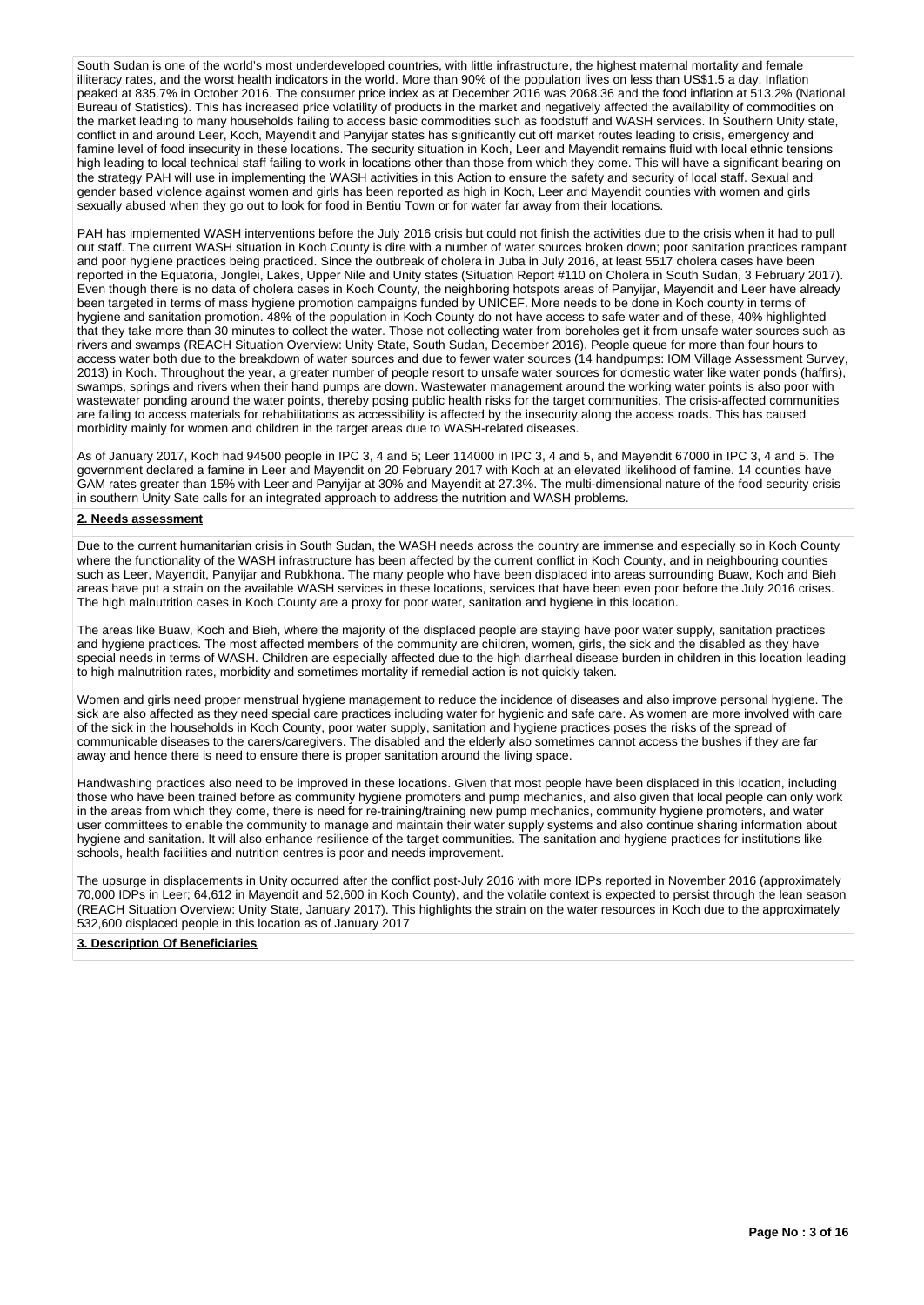South Sudan is one of the world's most underdeveloped countries, with little infrastructure, the highest maternal mortality and female illiteracy rates, and the worst health indicators in the world. More than 90% of the population lives on less than US$1.5 a day. Inflation peaked at 835.7% in October 2016. The consumer price index as at December 2016 was 2068.36 and the food inflation at 513.2% (National Bureau of Statistics). This has increased price volatility of products in the market and negatively affected the availability of commodities on the market leading to many households failing to access basic commodities such as foodstuff and WASH services. In Southern Unity state, conflict in and around Leer, Koch, Mayendit and Panyijar states has significantly cut off market routes leading to crisis, emergency and famine level of food insecurity in these locations. The security situation in Koch, Leer and Mayendit remains fluid with local ethnic tensions high leading to local technical staff failing to work in locations other than those from which they come. This will have a significant bearing on the strategy PAH will use in implementing the WASH activities in this Action to ensure the safety and security of local staff. Sexual and gender based violence against women and girls has been reported as high in Koch, Leer and Mayendit counties with women and girls sexually abused when they go out to look for food in Bentiu Town or for water far away from their locations.

PAH has implemented WASH interventions before the July 2016 crisis but could not finish the activities due to the crisis when it had to pull out staff. The current WASH situation in Koch County is dire with a number of water sources broken down; poor sanitation practices rampant and poor hygiene practices being practiced. Since the outbreak of cholera in Juba in July 2016, at least 5517 cholera cases have been reported in the Equatoria, Jonglei, Lakes, Upper Nile and Unity states (Situation Report #110 on Cholera in South Sudan, 3 February 2017). Even though there is no data of cholera cases in Koch County, the neighboring hotspots areas of Panyijar, Mayendit and Leer have already been targeted in terms of mass hygiene promotion campaigns funded by UNICEF. More needs to be done in Koch county in terms of hygiene and sanitation promotion. 48% of the population in Koch County do not have access to safe water and of these, 40% highlighted that they take more than 30 minutes to collect the water. Those not collecting water from boreholes get it from unsafe water sources such as rivers and swamps (REACH Situation Overview: Unity State, South Sudan, December 2016). People queue for more than four hours to access water both due to the breakdown of water sources and due to fewer water sources (14 handpumps: IOM Village Assessment Survey, 2013) in Koch. Throughout the year, a greater number of people resort to unsafe water sources for domestic water like water ponds (haffirs), swamps, springs and rivers when their hand pumps are down. Wastewater management around the working water points is also poor with wastewater ponding around the water points, thereby posing public health risks for the target communities. The crisis-affected communities are failing to access materials for rehabilitations as accessibility is affected by the insecurity along the access roads. This has caused morbidity mainly for women and children in the target areas due to WASH-related diseases.

As of January 2017, Koch had 94500 people in IPC 3, 4 and 5; Leer 114000 in IPC 3, 4 and 5, and Mayendit 67000 in IPC 3, 4 and 5. The government declared a famine in Leer and Mayendit on 20 February 2017 with Koch at an elevated likelihood of famine. 14 counties have GAM rates greater than 15% with Leer and Panyijar at 30% and Mayendit at 27.3%. The multi-dimensional nature of the food security crisis in southern Unity Sate calls for an integrated approach to address the nutrition and WASH problems.

**2. Needs assessment**

Due to the current humanitarian crisis in South Sudan, the WASH needs across the country are immense and especially so in Koch County where the functionality of the WASH infrastructure has been affected by the current conflict in Koch County, and in neighbouring counties such as Leer, Mayendit, Panyijar and Rubkhona. The many people who have been displaced into areas surrounding Buaw, Koch and Bieh areas have put a strain on the available WASH services in these locations, services that have been even poor before the July 2016 crises. The high malnutrition cases in Koch County are a proxy for poor water, sanitation and hygiene in this location.

The areas like Buaw, Koch and Bieh, where the majority of the displaced people are staying have poor water supply, sanitation practices and hygiene practices. The most affected members of the community are children, women, girls, the sick and the disabled as they have special needs in terms of WASH. Children are especially affected due to the high diarrheal disease burden in children in this location leading to high malnutrition rates, morbidity and sometimes mortality if remedial action is not quickly taken.

Women and girls need proper menstrual hygiene management to reduce the incidence of diseases and also improve personal hygiene. The sick are also affected as they need special care practices including water for hygienic and safe care. As women are more involved with care of the sick in the households in Koch County, poor water supply, sanitation and hygiene practices poses the risks of the spread of communicable diseases to the carers/caregivers. The disabled and the elderly also sometimes cannot access the bushes if they are far away and hence there is need to ensure there is proper sanitation around the living space.

Handwashing practices also need to be improved in these locations. Given that most people have been displaced in this location, including those who have been trained before as community hygiene promoters and pump mechanics, and also given that local people can only work in the areas from which they come, there is need for re-training/training new pump mechanics, community hygiene promoters, and water user committees to enable the community to manage and maintain their water supply systems and also continue sharing information about hygiene and sanitation. It will also enhance resilience of the target communities. The sanitation and hygiene practices for institutions like schools, health facilities and nutrition centres is poor and needs improvement.

The upsurge in displacements in Unity occurred after the conflict post-July 2016 with more IDPs reported in November 2016 (approximately 70,000 IDPs in Leer; 64,612 in Mayendit and 52,600 in Koch County), and the volatile context is expected to persist through the lean season (REACH Situation Overview: Unity State, January 2017). This highlights the strain on the water resources in Koch due to the approximately 532,600 displaced people in this location as of January 2017

**3. Description Of Beneficiaries**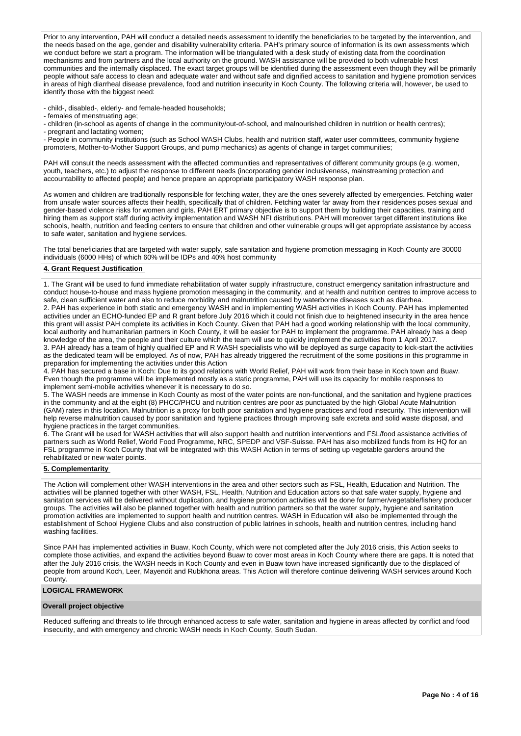Prior to any intervention, PAH will conduct a detailed needs assessment to identify the beneficiaries to be targeted by the intervention, and the needs based on the age, gender and disability vulnerability criteria. PAH's primary source of information is its own assessments which we conduct before we start a program. The information will be triangulated with a desk study of existing data from the coordination mechanisms and from partners and the local authority on the ground. WASH assistance will be provided to both vulnerable host communities and the internally displaced. The exact target groups will be identified during the assessment even though they will be primarily people without safe access to clean and adequate water and without safe and dignified access to sanitation and hygiene promotion services in areas of high diarrheal disease prevalence, food and nutrition insecurity in Koch County. The following criteria will, however, be used to identify those with the biggest need:

- child-, disabled-, elderly- and female-headed households;
- females of menstruating age;
- children (in-school as agents of change in the community/out-of-school, and malnourished children in nutrition or health centres);
- pregnant and lactating women;
- People in community institutions (such as School WASH Clubs, health and nutrition staff, water user committees, community hygiene promoters, Mother-to-Mother Support Groups, and pump mechanics) as agents of change in target communities;

PAH will consult the needs assessment with the affected communities and representatives of different community groups (e.g. women, youth, teachers, etc.) to adjust the response to different needs (incorporating gender inclusiveness, mainstreaming protection and accountability to affected people) and hence prepare an appropriate participatory WASH response plan.

As women and children are traditionally responsible for fetching water, they are the ones severely affected by emergencies. Fetching water from unsafe water sources affects their health, specifically that of children. Fetching water far away from their residences poses sexual and gender-based violence risks for women and girls. PAH ERT primary objective is to support them by building their capacities, training and hiring them as support staff during activity implementation and WASH NFI distributions. PAH will moreover target different institutions like schools, health, nutrition and feeding centers to ensure that children and other vulnerable groups will get appropriate assistance by access to safe water, sanitation and hygiene services.

The total beneficiaries that are targeted with water supply, safe sanitation and hygiene promotion messaging in Koch County are 30000 individuals (6000 HHs) of which 60% will be IDPs and 40% host community

**4. Grant Request Justification**

1. The Grant will be used to fund immediate rehabilitation of water supply infrastructure, construct emergency sanitation infrastructure and conduct house-to-house and mass hygiene promotion messaging in the community, and at health and nutrition centres to improve access to safe, clean sufficient water and also to reduce morbidity and malnutrition caused by waterborne diseases such as diarrhea.
2. PAH has experience in both static and emergency WASH and in implementing WASH activities in Koch County. PAH has implemented activities under an ECHO-funded EP and R grant before July 2016 which it could not finish due to heightened insecurity in the area hence this grant will assist PAH complete its activities in Koch County. Given that PAH had a good working relationship with the local community, local authority and humanitarian partners in Koch County, it will be easier for PAH to implement the programme. PAH already has a deep knowledge of the area, the people and their culture which the team will use to quickly implement the activities from 1 April 2017.
3. PAH already has a team of highly qualified EP and R WASH specialists who will be deployed as surge capacity to kick-start the activities as the dedicated team will be employed. As of now, PAH has already triggered the recruitment of the some positions in this programme in preparation for implementing the activities under this Action
4. PAH has secured a base in Koch: Due to its good relations with World Relief, PAH will work from their base in Koch town and Buaw. Even though the programme will be implemented mostly as a static programme, PAH will use its capacity for mobile responses to implement semi-mobile activities whenever it is necessary to do so.
5. The WASH needs are immense in Koch County as most of the water points are non-functional, and the sanitation and hygiene practices in the community and at the eight (8) PHCC/PHCU and nutrition centres are poor as punctuated by the high Global Acute Malnutrition (GAM) rates in this location. Malnutrition is a proxy for both poor sanitation and hygiene practices and food insecurity. This intervention will help reverse malnutrition caused by poor sanitation and hygiene practices through improving safe excreta and solid waste disposal, and hygiene practices in the target communities.
6. The Grant will be used for WASH activities that will also support health and nutrition interventions and FSL/food assistance activities of partners such as World Relief, World Food Programme, NRC, SPEDP and VSF-Suisse. PAH has also mobilized funds from its HQ for an FSL programme in Koch County that will be integrated with this WASH Action in terms of setting up vegetable gardens around the rehabilitated or new water points.

**5. Complementarity**

The Action will complement other WASH interventions in the area and other sectors such as FSL, Health, Education and Nutrition. The activities will be planned together with other WASH, FSL, Health, Nutrition and Education actors so that safe water supply, hygiene and sanitation services will be delivered without duplication, and hygiene promotion activities will be done for farmer/vegetable/fishery producer groups. The activities will also be planned together with health and nutrition partners so that the water supply, hygiene and sanitation promotion activities are implemented to support health and nutrition centres. WASH in Education will also be implemented through the establishment of School Hygiene Clubs and also construction of public latrines in schools, health and nutrition centres, including hand washing facilities.

Since PAH has implemented activities in Buaw, Koch County, which were not completed after the July 2016 crisis, this Action seeks to complete those activities, and expand the activities beyond Buaw to cover most areas in Koch County where there are gaps. It is noted that after the July 2016 crisis, the WASH needs in Koch County and even in Buaw town have increased significantly due to the displaced of people from around Koch, Leer, Mayendit and Rubkhona areas. This Action will therefore continue delivering WASH services around Koch County.

**LOGICAL FRAMEWORK**

**Overall project objective**

Reduced suffering and threats to life through enhanced access to safe water, sanitation and hygiene in areas affected by conflict and food insecurity, and with emergency and chronic WASH needs in Koch County, South Sudan.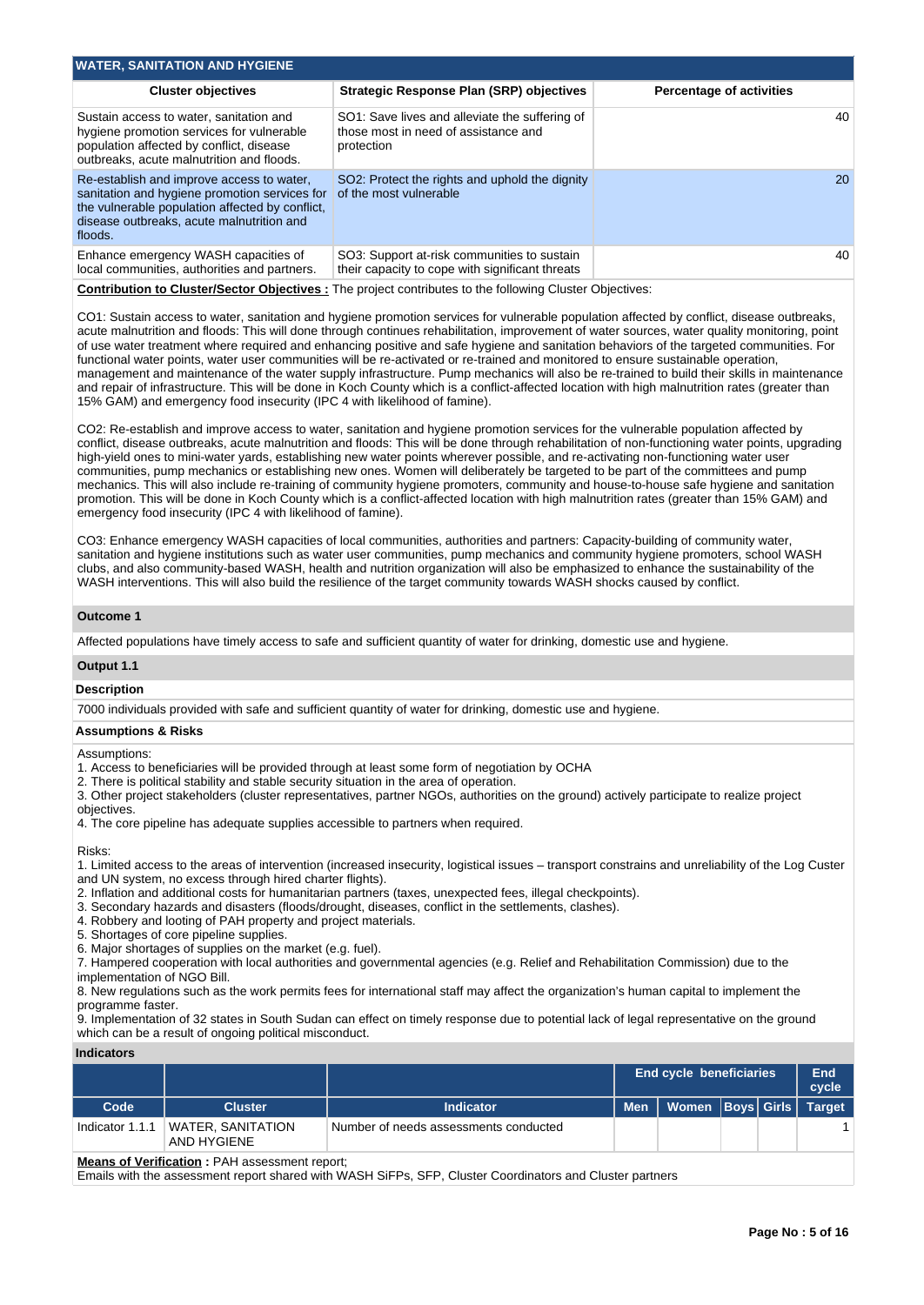## WATER, SANITATION AND HYGIENE

| Cluster objectives | Strategic Response Plan (SRP) objectives | Percentage of activities |
|---|---|---|
| Sustain access to water, sanitation and hygiene promotion services for vulnerable population affected by conflict, disease outbreaks, acute malnutrition and floods. | SO1: Save lives and alleviate the suffering of those most in need of assistance and protection | 40 |
| Re-establish and improve access to water, sanitation and hygiene promotion services for the vulnerable population affected by conflict, disease outbreaks, acute malnutrition and floods. | SO2: Protect the rights and uphold the dignity of the most vulnerable | 20 |
| Enhance emergency WASH capacities of local communities, authorities and partners. | SO3: Support at-risk communities to sustain their capacity to cope with significant threats | 40 |

**Contribution to Cluster/Sector Objectives :** The project contributes to the following Cluster Objectives:

CO1: Sustain access to water, sanitation and hygiene promotion services for vulnerable population affected by conflict, disease outbreaks, acute malnutrition and floods: This will done through continues rehabilitation, improvement of water sources, water quality monitoring, point of use water treatment where required and enhancing positive and safe hygiene and sanitation behaviors of the targeted communities. For functional water points, water user communities will be re-activated or re-trained and monitored to ensure sustainable operation, management and maintenance of the water supply infrastructure. Pump mechanics will also be re-trained to build their skills in maintenance and repair of infrastructure. This will be done in Koch County which is a conflict-affected location with high malnutrition rates (greater than 15% GAM) and emergency food insecurity (IPC 4 with likelihood of famine).

CO2: Re-establish and improve access to water, sanitation and hygiene promotion services for the vulnerable population affected by conflict, disease outbreaks, acute malnutrition and floods: This will be done through rehabilitation of non-functioning water points, upgrading high-yield ones to mini-water yards, establishing new water points wherever possible, and re-activating non-functioning water user communities, pump mechanics or establishing new ones. Women will deliberately be targeted to be part of the committees and pump mechanics. This will also include re-training of community hygiene promoters, community and house-to-house safe hygiene and sanitation promotion. This will be done in Koch County which is a conflict-affected location with high malnutrition rates (greater than 15% GAM) and emergency food insecurity (IPC 4 with likelihood of famine).

CO3: Enhance emergency WASH capacities of local communities, authorities and partners: Capacity-building of community water, sanitation and hygiene institutions such as water user communities, pump mechanics and community hygiene promoters, school WASH clubs, and also community-based WASH, health and nutrition organization will also be emphasized to enhance the sustainability of the WASH interventions. This will also build the resilience of the target community towards WASH shocks caused by conflict.

### Outcome 1

Affected populations have timely access to safe and sufficient quantity of water for drinking, domestic use and hygiene.

### Output 1.1

**Description**

7000 individuals provided with safe and sufficient quantity of water for drinking, domestic use and hygiene.

**Assumptions & Risks**

Assumptions:
1. Access to beneficiaries will be provided through at least some form of negotiation by OCHA
2. There is political stability and stable security situation in the area of operation.
3. Other project stakeholders (cluster representatives, partner NGOs, authorities on the ground) actively participate to realize project objectives.
4. The core pipeline has adequate supplies accessible to partners when required.

Risks:
1. Limited access to the areas of intervention (increased insecurity, logistical issues – transport constrains and unreliability of the Log Custer and UN system, no excess through hired charter flights).
2. Inflation and additional costs for humanitarian partners (taxes, unexpected fees, illegal checkpoints).
3. Secondary hazards and disasters (floods/drought, diseases, conflict in the settlements, clashes).
4. Robbery and looting of PAH property and project materials.
5. Shortages of core pipeline supplies.
6. Major shortages of supplies on the market (e.g. fuel).
7. Hampered cooperation with local authorities and governmental agencies (e.g. Relief and Rehabilitation Commission) due to the implementation of NGO Bill.
8. New regulations such as the work permits fees for international staff may affect the organization's human capital to implement the programme faster.
9. Implementation of 32 states in South Sudan can effect on timely response due to potential lack of legal representative on the ground which can be a result of ongoing political misconduct.

**Indicators**

| | | | End cycle beneficiaries | | | | End cycle |
|---|---|---|---|---|---|---|---|
| **Code** | **Cluster** | **Indicator** | **Men** | **Women** | **Boys** | **Girls** | **Target** |
| Indicator 1.1.1 | WATER, SANITATION AND HYGIENE | Number of needs assessments conducted | | | | | 1 |

**Means of Verification :** PAH assessment report;
Emails with the assessment report shared with WASH SiFPs, SFP, Cluster Coordinators and Cluster partners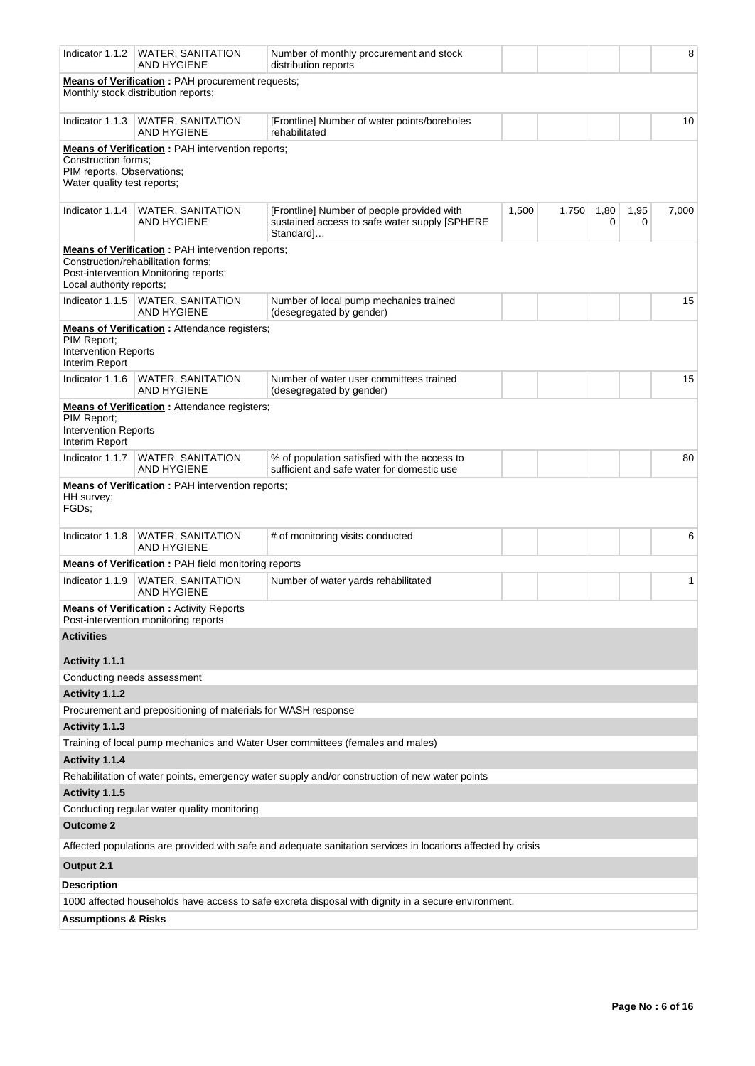| Indicator | Cluster | Description | | | | | Target |
|---|---|---|---|---|---|---|---|
| Indicator 1.1.2 | WATER, SANITATION AND HYGIENE | Number of monthly procurement and stock distribution reports | | | | | 8 |
| **Means of Verification :** PAH procurement requests;<br>Monthly stock distribution reports; | | | | | | | |
| Indicator 1.1.3 | WATER, SANITATION AND HYGIENE | [Frontline] Number of water points/boreholes rehabilitated | | | | | 10 |
| **Means of Verification :** PAH intervention reports;<br>Construction forms;<br>PIM reports, Observations;<br>Water quality test reports; | | | | | | | |
| Indicator 1.1.4 | WATER, SANITATION AND HYGIENE | [Frontline] Number of people provided with sustained access to safe water supply [SPHERE Standard]… | 1,500 | 1,750 | 1,800 | 1,950 | 7,000 |
| **Means of Verification :** PAH intervention reports;<br>Construction/rehabilitation forms;<br>Post-intervention Monitoring reports;<br>Local authority reports; | | | | | | | |
| Indicator 1.1.5 | WATER, SANITATION AND HYGIENE | Number of local pump mechanics trained (desegregated by gender) | | | | | 15 |
| **Means of Verification :** Attendance registers;<br>PIM Report;<br>Intervention Reports<br>Interim Report | | | | | | | |
| Indicator 1.1.6 | WATER, SANITATION AND HYGIENE | Number of water user committees trained (desegregated by gender) | | | | | 15 |
| **Means of Verification :** Attendance registers;<br>PIM Report;<br>Intervention Reports<br>Interim Report | | | | | | | |
| Indicator 1.1.7 | WATER, SANITATION AND HYGIENE | % of population satisfied with the access to sufficient and safe water for domestic use | | | | | 80 |
| **Means of Verification :** PAH intervention reports;<br>HH survey;<br>FGDs; | | | | | | | |
| Indicator 1.1.8 | WATER, SANITATION AND HYGIENE | # of monitoring visits conducted | | | | | 6 |
| **Means of Verification :** PAH field monitoring reports | | | | | | | |
| Indicator 1.1.9 | WATER, SANITATION AND HYGIENE | Number of water yards rehabilitated | | | | | 1 |
| **Means of Verification :** Activity Reports<br>Post-intervention monitoring reports | | | | | | | |

**Activities**

**Activity 1.1.1**

Conducting needs assessment

**Activity 1.1.2**

Procurement and prepositioning of materials for WASH response

**Activity 1.1.3**

Training of local pump mechanics and Water User committees (females and males)

**Activity 1.1.4**

Rehabilitation of water points, emergency water supply and/or construction of new water points

**Activity 1.1.5**

Conducting regular water quality monitoring

**Outcome 2**

Affected populations are provided with safe and adequate sanitation services in locations affected by crisis

**Output 2.1**

**Description**

1000 affected households have access to safe excreta disposal with dignity in a secure environment.

**Assumptions & Risks**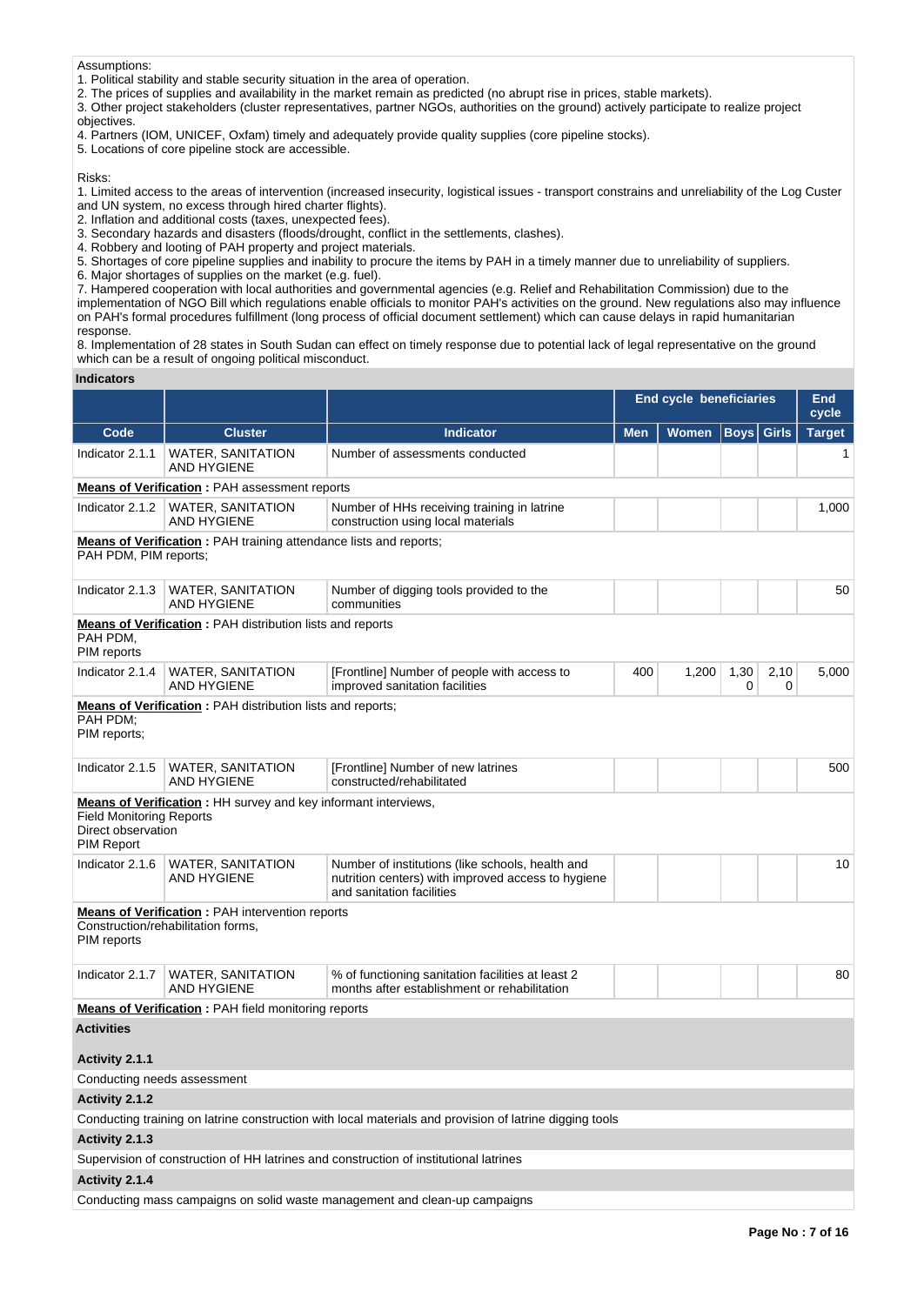Assumptions:
1. Political stability and stable security situation in the area of operation.
2. The prices of supplies and availability in the market remain as predicted (no abrupt rise in prices, stable markets).
3. Other project stakeholders (cluster representatives, partner NGOs, authorities on the ground) actively participate to realize project objectives.
4. Partners (IOM, UNICEF, Oxfam) timely and adequately provide quality supplies (core pipeline stocks).
5. Locations of core pipeline stock are accessible.

Risks:
1. Limited access to the areas of intervention (increased insecurity, logistical issues - transport constrains and unreliability of the Log Custer and UN system, no excess through hired charter flights).
2. Inflation and additional costs (taxes, unexpected fees).
3. Secondary hazards and disasters (floods/drought, conflict in the settlements, clashes).
4. Robbery and looting of PAH property and project materials.
5. Shortages of core pipeline supplies and inability to procure the items by PAH in a timely manner due to unreliability of suppliers.
6. Major shortages of supplies on the market (e.g. fuel).
7. Hampered cooperation with local authorities and governmental agencies (e.g. Relief and Rehabilitation Commission) due to the implementation of NGO Bill which regulations enable officials to monitor PAH's activities on the ground. New regulations also may influence on PAH's formal procedures fulfillment (long process of official document settlement) which can cause delays in rapid humanitarian response.
8. Implementation of 28 states in South Sudan can effect on timely response due to potential lack of legal representative on the ground which can be a result of ongoing political misconduct.

**Indicators**

| | | | End cycle beneficiaries | | | | End cycle |
|---|---|---|---|---|---|---|---|
| **Code** | **Cluster** | **Indicator** | **Men** | **Women** | **Boys** | **Girls** | **Target** |
| Indicator 2.1.1 | WATER, SANITATION AND HYGIENE | Number of assessments conducted | | | | | 1 |
| **Means of Verification :** PAH assessment reports | | | | | | | |
| Indicator 2.1.2 | WATER, SANITATION AND HYGIENE | Number of HHs receiving training in latrine construction using local materials | | | | | 1,000 |
| **Means of Verification :** PAH training attendance lists and reports; PAH PDM, PIM reports; | | | | | | | |
| Indicator 2.1.3 | WATER, SANITATION AND HYGIENE | Number of digging tools provided to the communities | | | | | 50 |
| **Means of Verification :** PAH distribution lists and reports PAH PDM, PIM reports | | | | | | | |
| Indicator 2.1.4 | WATER, SANITATION AND HYGIENE | [Frontline] Number of people with access to improved sanitation facilities | 400 | 1,200 | 1,300 | 2,100 | 5,000 |
| **Means of Verification :** PAH distribution lists and reports; PAH PDM; PIM reports; | | | | | | | |
| Indicator 2.1.5 | WATER, SANITATION AND HYGIENE | [Frontline] Number of new latrines constructed/rehabilitated | | | | | 500 |
| **Means of Verification :** HH survey and key informant interviews, Field Monitoring Reports Direct observation PIM Report | | | | | | | |
| Indicator 2.1.6 | WATER, SANITATION AND HYGIENE | Number of institutions (like schools, health and nutrition centers) with improved access to hygiene and sanitation facilities | | | | | 10 |
| **Means of Verification :** PAH intervention reports Construction/rehabilitation forms, PIM reports | | | | | | | |
| Indicator 2.1.7 | WATER, SANITATION AND HYGIENE | % of functioning sanitation facilities at least 2 months after establishment or rehabilitation | | | | | 80 |
| **Means of Verification :** PAH field monitoring reports | | | | | | | |

**Activities**

**Activity 2.1.1**

Conducting needs assessment

**Activity 2.1.2**

Conducting training on latrine construction with local materials and provision of latrine digging tools

**Activity 2.1.3**

Supervision of construction of HH latrines and construction of institutional latrines

**Activity 2.1.4**

Conducting mass campaigns on solid waste management and clean-up campaigns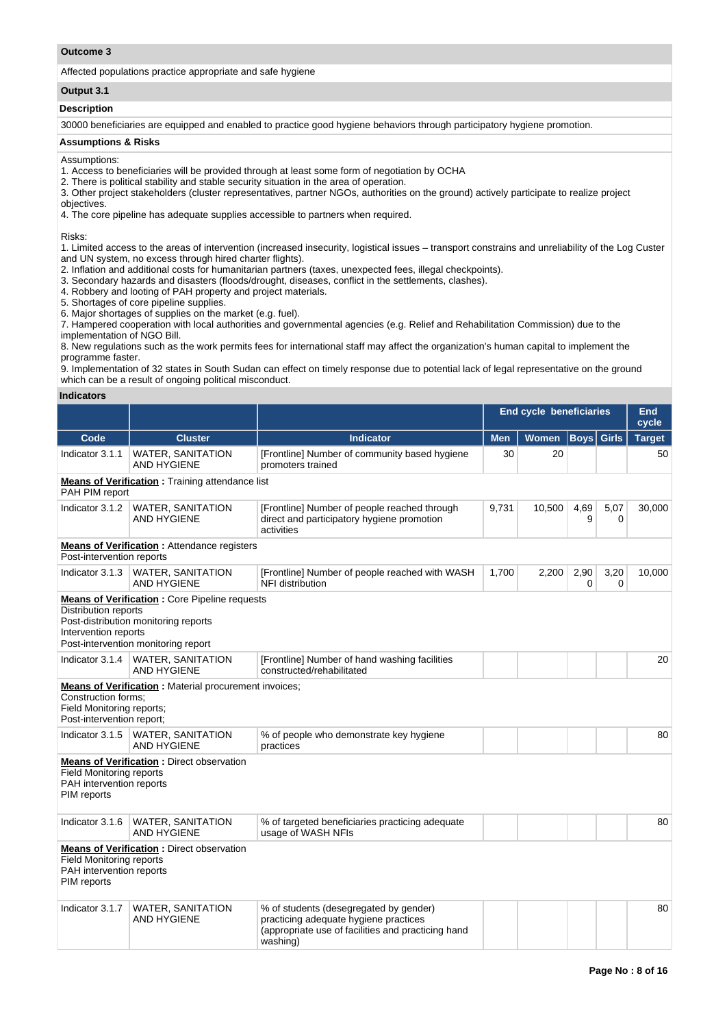### Outcome 3

Affected populations practice appropriate and safe hygiene

### Output 3.1

#### Description

30000 beneficiaries are equipped and enabled to practice good hygiene behaviors through participatory hygiene promotion.

#### Assumptions & Risks

Assumptions:
1. Access to beneficiaries will be provided through at least some form of negotiation by OCHA
2. There is political stability and stable security situation in the area of operation.
3. Other project stakeholders (cluster representatives, partner NGOs, authorities on the ground) actively participate to realize project objectives.
4. The core pipeline has adequate supplies accessible to partners when required.

Risks:
1. Limited access to the areas of intervention (increased insecurity, logistical issues – transport constrains and unreliability of the Log Custer and UN system, no excess through hired charter flights).
2. Inflation and additional costs for humanitarian partners (taxes, unexpected fees, illegal checkpoints).
3. Secondary hazards and disasters (floods/drought, diseases, conflict in the settlements, clashes).
4. Robbery and looting of PAH property and project materials.
5. Shortages of core pipeline supplies.
6. Major shortages of supplies on the market (e.g. fuel).
7. Hampered cooperation with local authorities and governmental agencies (e.g. Relief and Rehabilitation Commission) due to the implementation of NGO Bill.
8. New regulations such as the work permits fees for international staff may affect the organization's human capital to implement the programme faster.
9. Implementation of 32 states in South Sudan can effect on timely response due to potential lack of legal representative on the ground which can be a result of ongoing political misconduct.

#### Indicators

| | | | End cycle beneficiaries | | | | End cycle |
|---|---|---|---|---|---|---|---|
| Code | Cluster | Indicator | Men | Women | Boys | Girls | Target |
| Indicator 3.1.1 | WATER, SANITATION AND HYGIENE | [Frontline] Number of community based hygiene promoters trained | 30 | 20 | | | 50 |
| **Means of Verification** : Training attendance list<br>PAH PIM report | | | | | | | |
| Indicator 3.1.2 | WATER, SANITATION AND HYGIENE | [Frontline] Number of people reached through direct and participatory hygiene promotion activities | 9,731 | 10,500 | 4,699 | 5,070 | 30,000 |
| **Means of Verification** : Attendance registers<br>Post-intervention reports | | | | | | | |
| Indicator 3.1.3 | WATER, SANITATION AND HYGIENE | [Frontline] Number of people reached with WASH NFI distribution | 1,700 | 2,200 | 2,900 | 3,200 | 10,000 |
| **Means of Verification** : Core Pipeline requests<br>Distribution reports<br>Post-distribution monitoring reports<br>Intervention reports<br>Post-intervention monitoring report | | | | | | | |
| Indicator 3.1.4 | WATER, SANITATION AND HYGIENE | [Frontline] Number of hand washing facilities constructed/rehabilitated | | | | | 20 |
| **Means of Verification** : Material procurement invoices;<br>Construction forms;<br>Field Monitoring reports;<br>Post-intervention report; | | | | | | | |
| Indicator 3.1.5 | WATER, SANITATION AND HYGIENE | % of people who demonstrate key hygiene practices | | | | | 80 |
| **Means of Verification** : Direct observation<br>Field Monitoring reports<br>PAH intervention reports<br>PIM reports | | | | | | | |
| Indicator 3.1.6 | WATER, SANITATION AND HYGIENE | % of targeted beneficiaries practicing adequate usage of WASH NFIs | | | | | 80 |
| **Means of Verification** : Direct observation<br>Field Monitoring reports<br>PAH intervention reports<br>PIM reports | | | | | | | |
| Indicator 3.1.7 | WATER, SANITATION AND HYGIENE | % of students (desegregated by gender) practicing adequate hygiene practices (appropriate use of facilities and practicing hand washing) | | | | | 80 |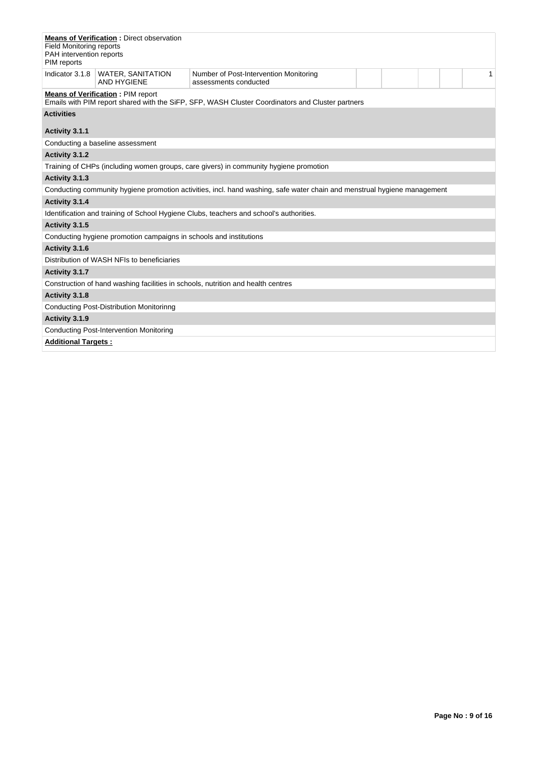**Means of Verification :** Direct observation
Field Monitoring reports
PAH intervention reports
PIM reports

| Indicator 3.1.8 | WATER, SANITATION AND HYGIENE | Number of Post-Intervention Monitoring assessments conducted | | | | | 1 |
|---|---|---|---|---|---|---|---|

**Means of Verification :** PIM report
Emails with PIM report shared with the SiFP, SFP, WASH Cluster Coordinators and Cluster partners

**Activities**

**Activity 3.1.1**

Conducting a baseline assessment

**Activity 3.1.2**

Training of CHPs (including women groups, care givers) in community hygiene promotion

**Activity 3.1.3**

Conducting community hygiene promotion activities, incl. hand washing, safe water chain and menstrual hygiene management

**Activity 3.1.4**

Identification and training of School Hygiene Clubs, teachers and school's authorities.

**Activity 3.1.5**

Conducting hygiene promotion campaigns in schools and institutions

**Activity 3.1.6**

Distribution of WASH NFIs to beneficiaries

**Activity 3.1.7**

Construction of hand washing facilities in schools, nutrition and health centres

**Activity 3.1.8**

Conducting Post-Distribution Monitorinng

**Activity 3.1.9**

Conducting Post-Intervention Monitoring

**Additional Targets :**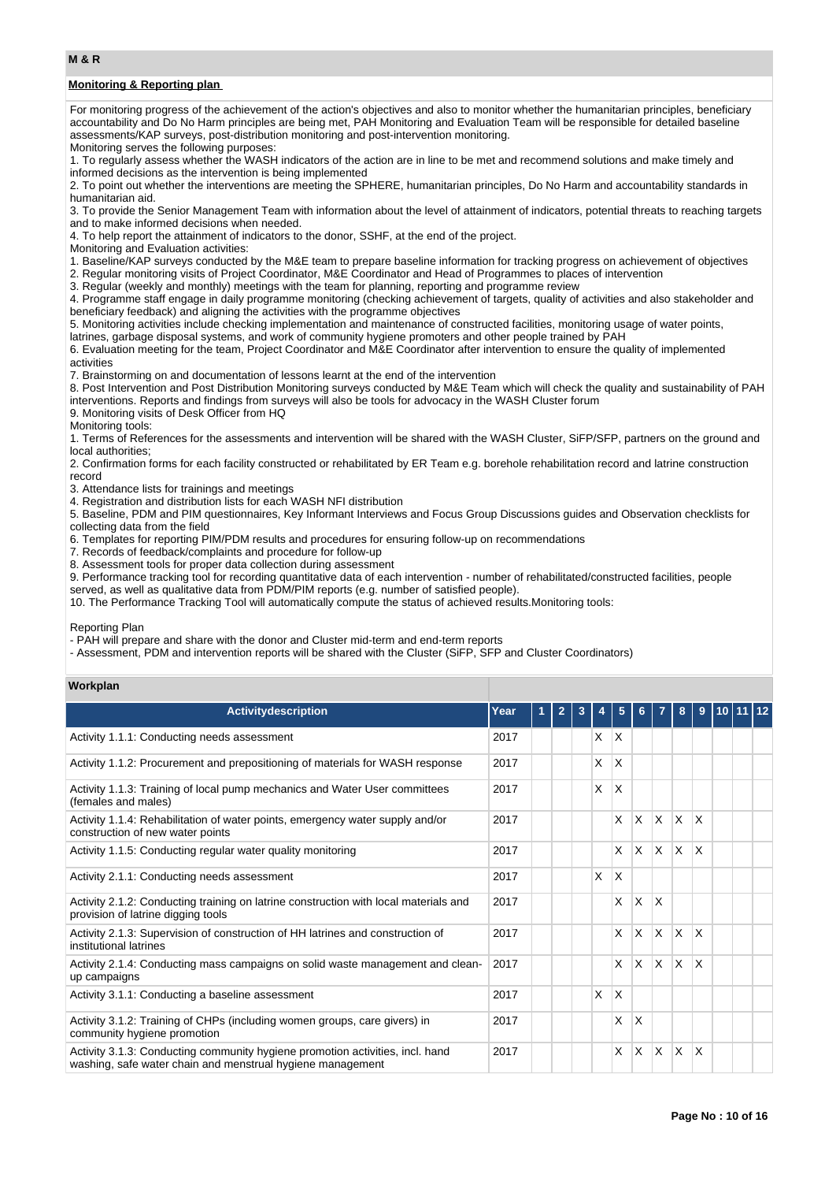## M & R

### Monitoring & Reporting plan

For monitoring progress of the achievement of the action's objectives and also to monitor whether the humanitarian principles, beneficiary accountability and Do No Harm principles are being met, PAH Monitoring and Evaluation Team will be responsible for detailed baseline assessments/KAP surveys, post-distribution monitoring and post-intervention monitoring.
Monitoring serves the following purposes:
1. To regularly assess whether the WASH indicators of the action are in line to be met and recommend solutions and make timely and informed decisions as the intervention is being implemented
2. To point out whether the interventions are meeting the SPHERE, humanitarian principles, Do No Harm and accountability standards in humanitarian aid.
3. To provide the Senior Management Team with information about the level of attainment of indicators, potential threats to reaching targets and to make informed decisions when needed.
4. To help report the attainment of indicators to the donor, SSHF, at the end of the project.
Monitoring and Evaluation activities:
1. Baseline/KAP surveys conducted by the M&E team to prepare baseline information for tracking progress on achievement of objectives
2. Regular monitoring visits of Project Coordinator, M&E Coordinator and Head of Programmes to places of intervention
3. Regular (weekly and monthly) meetings with the team for planning, reporting and programme review
4. Programme staff engage in daily programme monitoring (checking achievement of targets, quality of activities and also stakeholder and beneficiary feedback) and aligning the activities with the programme objectives
5. Monitoring activities include checking implementation and maintenance of constructed facilities, monitoring usage of water points, latrines, garbage disposal systems, and work of community hygiene promoters and other people trained by PAH
6. Evaluation meeting for the team, Project Coordinator and M&E Coordinator after intervention to ensure the quality of implemented activities
7. Brainstorming on and documentation of lessons learnt at the end of the intervention
8. Post Intervention and Post Distribution Monitoring surveys conducted by M&E Team which will check the quality and sustainability of PAH interventions. Reports and findings from surveys will also be tools for advocacy in the WASH Cluster forum
9. Monitoring visits of Desk Officer from HQ
Monitoring tools:
1. Terms of References for the assessments and intervention will be shared with the WASH Cluster, SiFP/SFP, partners on the ground and local authorities;
2. Confirmation forms for each facility constructed or rehabilitated by ER Team e.g. borehole rehabilitation record and latrine construction record
3. Attendance lists for trainings and meetings
4. Registration and distribution lists for each WASH NFI distribution
5. Baseline, PDM and PIM questionnaires, Key Informant Interviews and Focus Group Discussions guides and Observation checklists for collecting data from the field
6. Templates for reporting PIM/PDM results and procedures for ensuring follow-up on recommendations
7. Records of feedback/complaints and procedure for follow-up
8. Assessment tools for proper data collection during assessment
9. Performance tracking tool for recording quantitative data of each intervention - number of rehabilitated/constructed facilities, people served, as well as qualitative data from PDM/PIM reports (e.g. number of satisfied people).
10. The Performance Tracking Tool will automatically compute the status of achieved results.Monitoring tools:

Reporting Plan
- PAH will prepare and share with the donor and Cluster mid-term and end-term reports
- Assessment, PDM and intervention reports will be shared with the Cluster (SiFP, SFP and Cluster Coordinators)

### Workplan

| Activitydescription | Year | 1 | 2 | 3 | 4 | 5 | 6 | 7 | 8 | 9 | 10 | 11 | 12 |
|---|---|---|---|---|---|---|---|---|---|---|---|---|---|
| Activity 1.1.1: Conducting needs assessment | 2017 | | | | X | X | | | | | | | |
| Activity 1.1.2: Procurement and prepositioning of materials for WASH response | 2017 | | | | X | X | | | | | | | |
| Activity 1.1.3: Training of local pump mechanics and Water User committees (females and males) | 2017 | | | | X | X | | | | | | | |
| Activity 1.1.4: Rehabilitation of water points, emergency water supply and/or construction of new water points | 2017 | | | | | X | X | X | X | X | | | |
| Activity 1.1.5: Conducting regular water quality monitoring | 2017 | | | | | X | X | X | X | X | | | |
| Activity 2.1.1: Conducting needs assessment | 2017 | | | | X | X | | | | | | | |
| Activity 2.1.2: Conducting training on latrine construction with local materials and provision of latrine digging tools | 2017 | | | | | X | X | X | | | | | |
| Activity 2.1.3: Supervision of construction of HH latrines and construction of institutional latrines | 2017 | | | | | X | X | X | X | X | | | |
| Activity 2.1.4: Conducting mass campaigns on solid waste management and clean-up campaigns | 2017 | | | | | X | X | X | X | X | | | |
| Activity 3.1.1: Conducting a baseline assessment | 2017 | | | | X | X | | | | | | | |
| Activity 3.1.2: Training of CHPs (including women groups, care givers) in community hygiene promotion | 2017 | | | | | X | X | | | | | | |
| Activity 3.1.3: Conducting community hygiene promotion activities, incl. hand washing, safe water chain and menstrual hygiene management | 2017 | | | | | X | X | X | X | X | | | |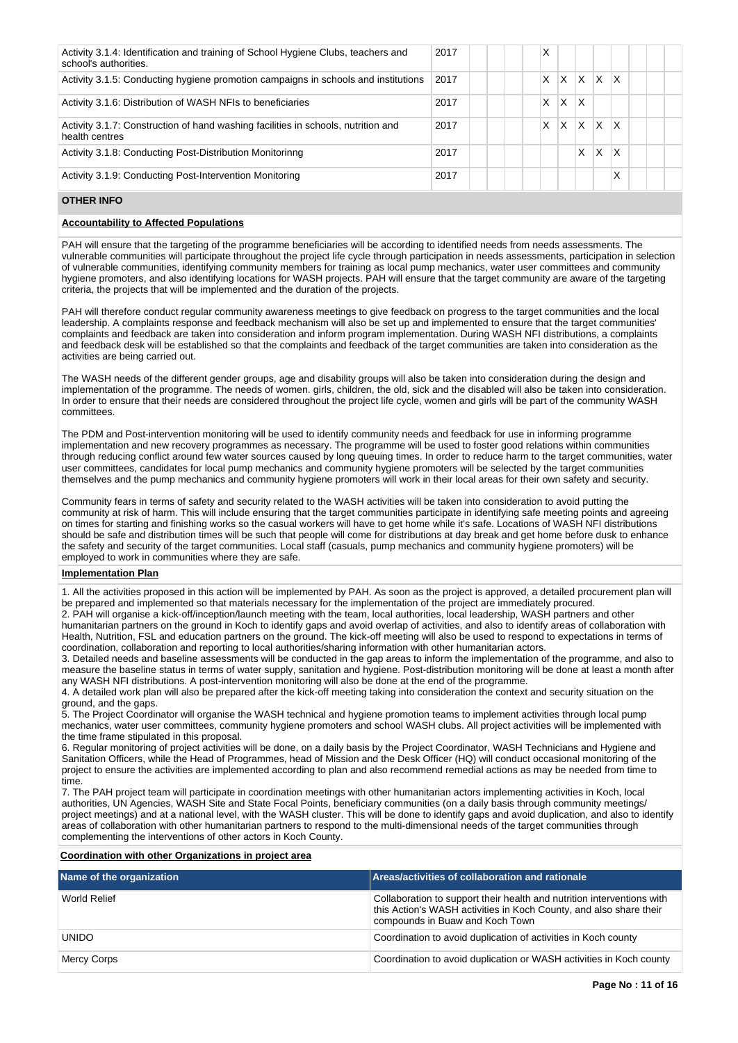| Activity | Year | 1 | 2 | 3 | 4 | 5 | 6 | 7 | 8 | 9 | 10 | 11 | 12 |
|---|---|---|---|---|---|---|---|---|---|---|---|---|---|
| Activity 3.1.4: Identification and training of School Hygiene Clubs, teachers and school's authorities. | 2017 | | | | | X | | | | | | | |
| Activity 3.1.5: Conducting hygiene promotion campaigns in schools and institutions | 2017 | | | | | X | X | X | X | X | | | |
| Activity 3.1.6: Distribution of WASH NFIs to beneficiaries | 2017 | | | | | X | X | X | | | | | |
| Activity 3.1.7: Construction of hand washing facilities in schools, nutrition and health centres | 2017 | | | | | X | X | X | X | X | | | |
| Activity 3.1.8: Conducting Post-Distribution Monitorinng | 2017 | | | | | | | X | X | X | | | |
| Activity 3.1.9: Conducting Post-Intervention Monitoring | 2017 | | | | | | | | | X | | | |

## OTHER INFO

**Accountability to Affected Populations**

PAH will ensure that the targeting of the programme beneficiaries will be according to identified needs from needs assessments. The vulnerable communities will participate throughout the project life cycle through participation in needs assessments, participation in selection of vulnerable communities, identifying community members for training as local pump mechanics, water user committees and community hygiene promoters, and also identifying locations for WASH projects. PAH will ensure that the target community are aware of the targeting criteria, the projects that will be implemented and the duration of the projects.

PAH will therefore conduct regular community awareness meetings to give feedback on progress to the target communities and the local leadership. A complaints response and feedback mechanism will also be set up and implemented to ensure that the target communities' complaints and feedback are taken into consideration and inform program implementation. During WASH NFI distributions, a complaints and feedback desk will be established so that the complaints and feedback of the target communities are taken into consideration as the activities are being carried out.

The WASH needs of the different gender groups, age and disability groups will also be taken into consideration during the design and implementation of the programme. The needs of women. girls, children, the old, sick and the disabled will also be taken into consideration. In order to ensure that their needs are considered throughout the project life cycle, women and girls will be part of the community WASH committees.

The PDM and Post-intervention monitoring will be used to identify community needs and feedback for use in informing programme implementation and new recovery programmes as necessary. The programme will be used to foster good relations within communities through reducing conflict around few water sources caused by long queuing times. In order to reduce harm to the target communities, water user committees, candidates for local pump mechanics and community hygiene promoters will be selected by the target communities themselves and the pump mechanics and community hygiene promoters will work in their local areas for their own safety and security.

Community fears in terms of safety and security related to the WASH activities will be taken into consideration to avoid putting the community at risk of harm. This will include ensuring that the target communities participate in identifying safe meeting points and agreeing on times for starting and finishing works so the casual workers will have to get home while it's safe. Locations of WASH NFI distributions should be safe and distribution times will be such that people will come for distributions at day break and get home before dusk to enhance the safety and security of the target communities. Local staff (casuals, pump mechanics and community hygiene promoters) will be employed to work in communities where they are safe.

**Implementation Plan**

1. All the activities proposed in this action will be implemented by PAH. As soon as the project is approved, a detailed procurement plan will be prepared and implemented so that materials necessary for the implementation of the project are immediately procured.
2. PAH will organise a kick-off/inception/launch meeting with the team, local authorities, local leadership, WASH partners and other humanitarian partners on the ground in Koch to identify gaps and avoid overlap of activities, and also to identify areas of collaboration with Health, Nutrition, FSL and education partners on the ground. The kick-off meeting will also be used to respond to expectations in terms of coordination, collaboration and reporting to local authorities/sharing information with other humanitarian actors.
3. Detailed needs and baseline assessments will be conducted in the gap areas to inform the implementation of the programme, and also to measure the baseline status in terms of water supply, sanitation and hygiene. Post-distribution monitoring will be done at least a month after any WASH NFI distributions. A post-intervention monitoring will also be done at the end of the programme.
4. A detailed work plan will also be prepared after the kick-off meeting taking into consideration the context and security situation on the ground, and the gaps.
5. The Project Coordinator will organise the WASH technical and hygiene promotion teams to implement activities through local pump mechanics, water user committees, community hygiene promoters and school WASH clubs. All project activities will be implemented with the time frame stipulated in this proposal.
6. Regular monitoring of project activities will be done, on a daily basis by the Project Coordinator, WASH Technicians and Hygiene and Sanitation Officers, while the Head of Programmes, head of Mission and the Desk Officer (HQ) will conduct occasional monitoring of the project to ensure the activities are implemented according to plan and also recommend remedial actions as may be needed from time to time.
7. The PAH project team will participate in coordination meetings with other humanitarian actors implementing activities in Koch, local authorities, UN Agencies, WASH Site and State Focal Points, beneficiary communities (on a daily basis through community meetings/ project meetings) and at a national level, with the WASH cluster. This will be done to identify gaps and avoid duplication, and also to identify areas of collaboration with other humanitarian partners to respond to the multi-dimensional needs of the target communities through complementing the interventions of other actors in Koch County.

**Coordination with other Organizations in project area**

| Name of the organization | Areas/activities of collaboration and rationale |
|---|---|
| World Relief | Collaboration to support their health and nutrition interventions with this Action's WASH activities in Koch County, and also share their compounds in Buaw and Koch Town |
| UNIDO | Coordination to avoid duplication of activities in Koch county |
| Mercy Corps | Coordination to avoid duplication or WASH activities in Koch county |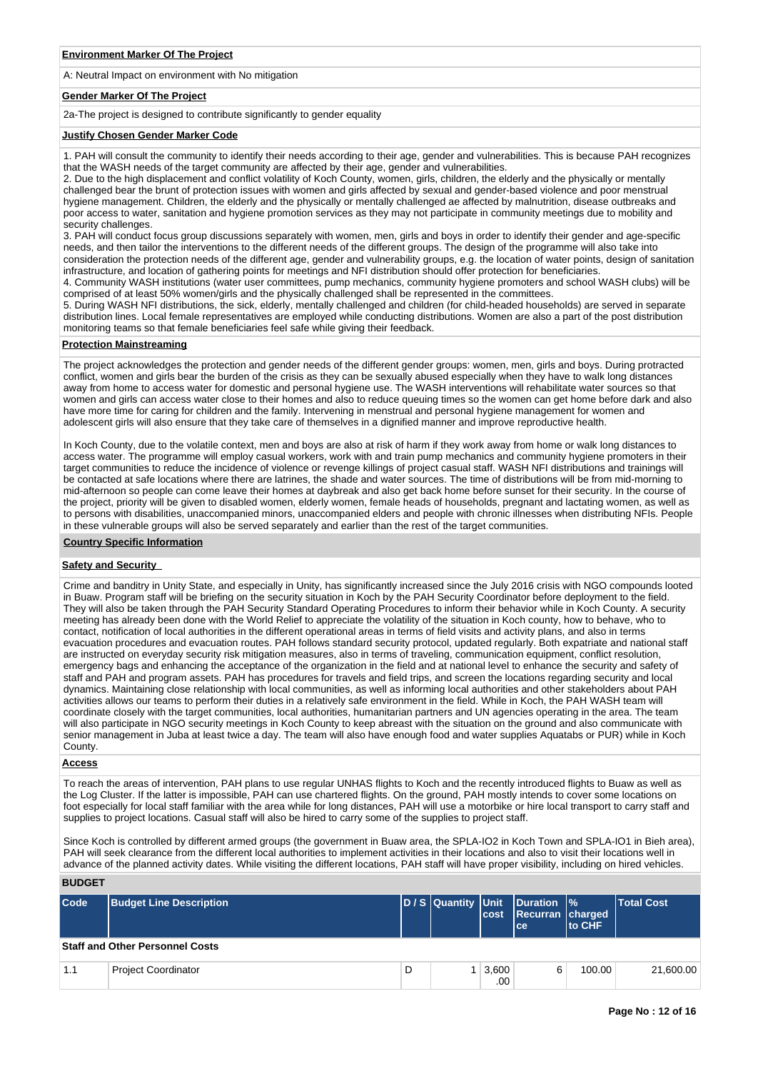**Environment Marker Of The Project**

A: Neutral Impact on environment with No mitigation

**Gender Marker Of The Project**

2a-The project is designed to contribute significantly to gender equality

**Justify Chosen Gender Marker Code**

1. PAH will consult the community to identify their needs according to their age, gender and vulnerabilities. This is because PAH recognizes that the WASH needs of the target community are affected by their age, gender and vulnerabilities.
2. Due to the high displacement and conflict volatility of Koch County, women, girls, children, the elderly and the physically or mentally challenged bear the brunt of protection issues with women and girls affected by sexual and gender-based violence and poor menstrual hygiene management. Children, the elderly and the physically or mentally challenged ae affected by malnutrition, disease outbreaks and poor access to water, sanitation and hygiene promotion services as they may not participate in community meetings due to mobility and security challenges.
3. PAH will conduct focus group discussions separately with women, men, girls and boys in order to identify their gender and age-specific needs, and then tailor the interventions to the different needs of the different groups. The design of the programme will also take into consideration the protection needs of the different age, gender and vulnerability groups, e.g. the location of water points, design of sanitation infrastructure, and location of gathering points for meetings and NFI distribution should offer protection for beneficiaries.
4. Community WASH institutions (water user committees, pump mechanics, community hygiene promoters and school WASH clubs) will be comprised of at least 50% women/girls and the physically challenged shall be represented in the committees.
5. During WASH NFI distributions, the sick, elderly, mentally challenged and children (for child-headed households) are served in separate distribution lines. Local female representatives are employed while conducting distributions. Women are also a part of the post distribution monitoring teams so that female beneficiaries feel safe while giving their feedback.

**Protection Mainstreaming**

The project acknowledges the protection and gender needs of the different gender groups: women, men, girls and boys. During protracted conflict, women and girls bear the burden of the crisis as they can be sexually abused especially when they have to walk long distances away from home to access water for domestic and personal hygiene use. The WASH interventions will rehabilitate water sources so that women and girls can access water close to their homes and also to reduce queuing times so the women can get home before dark and also have more time for caring for children and the family. Intervening in menstrual and personal hygiene management for women and adolescent girls will also ensure that they take care of themselves in a dignified manner and improve reproductive health.

In Koch County, due to the volatile context, men and boys are also at risk of harm if they work away from home or walk long distances to access water. The programme will employ casual workers, work with and train pump mechanics and community hygiene promoters in their target communities to reduce the incidence of violence or revenge killings of project casual staff. WASH NFI distributions and trainings will be contacted at safe locations where there are latrines, the shade and water sources. The time of distributions will be from mid-morning to mid-afternoon so people can come leave their homes at daybreak and also get back home before sunset for their security. In the course of the project, priority will be given to disabled women, elderly women, female heads of households, pregnant and lactating women, as well as to persons with disabilities, unaccompanied minors, unaccompanied elders and people with chronic illnesses when distributing NFIs. People in these vulnerable groups will also be served separately and earlier than the rest of the target communities.

**Country Specific Information**

**Safety and Security**

Crime and banditry in Unity State, and especially in Unity, has significantly increased since the July 2016 crisis with NGO compounds looted in Buaw. Program staff will be briefing on the security situation in Koch by the PAH Security Coordinator before deployment to the field. They will also be taken through the PAH Security Standard Operating Procedures to inform their behavior while in Koch County. A security meeting has already been done with the World Relief to appreciate the volatility of the situation in Koch county, how to behave, who to contact, notification of local authorities in the different operational areas in terms of field visits and activity plans, and also in terms evacuation procedures and evacuation routes. PAH follows standard security protocol, updated regularly. Both expatriate and national staff are instructed on everyday security risk mitigation measures, also in terms of traveling, communication equipment, conflict resolution, emergency bags and enhancing the acceptance of the organization in the field and at national level to enhance the security and safety of staff and PAH and program assets. PAH has procedures for travels and field trips, and screen the locations regarding security and local dynamics. Maintaining close relationship with local communities, as well as informing local authorities and other stakeholders about PAH activities allows our teams to perform their duties in a relatively safe environment in the field. While in Koch, the PAH WASH team will coordinate closely with the target communities, local authorities, humanitarian partners and UN agencies operating in the area. The team will also participate in NGO security meetings in Koch County to keep abreast with the situation on the ground and also communicate with senior management in Juba at least twice a day. The team will also have enough food and water supplies Aquatabs or PUR) while in Koch County.

**Access**

To reach the areas of intervention, PAH plans to use regular UNHAS flights to Koch and the recently introduced flights to Buaw as well as the Log Cluster. If the latter is impossible, PAH can use chartered flights. On the ground, PAH mostly intends to cover some locations on foot especially for local staff familiar with the area while for long distances, PAH will use a motorbike or hire local transport to carry staff and supplies to project locations. Casual staff will also be hired to carry some of the supplies to project staff.

Since Koch is controlled by different armed groups (the government in Buaw area, the SPLA-IO2 in Koch Town and SPLA-IO1 in Bieh area), PAH will seek clearance from the different local authorities to implement activities in their locations and also to visit their locations well in advance of the planned activity dates. While visiting the different locations, PAH staff will have proper visibility, including on hired vehicles.

**BUDGET**

| Code | Budget Line Description | D / S | Quantity | Unit cost | Duration Recurrance | % charged to CHF | Total Cost |
|---|---|---|---|---|---|---|---|
| **Staff and Other Personnel Costs** | | | | | | | |
| 1.1 | Project Coordinator | D | 1 | 3,600.00 | 6 | 100.00 | 21,600.00 |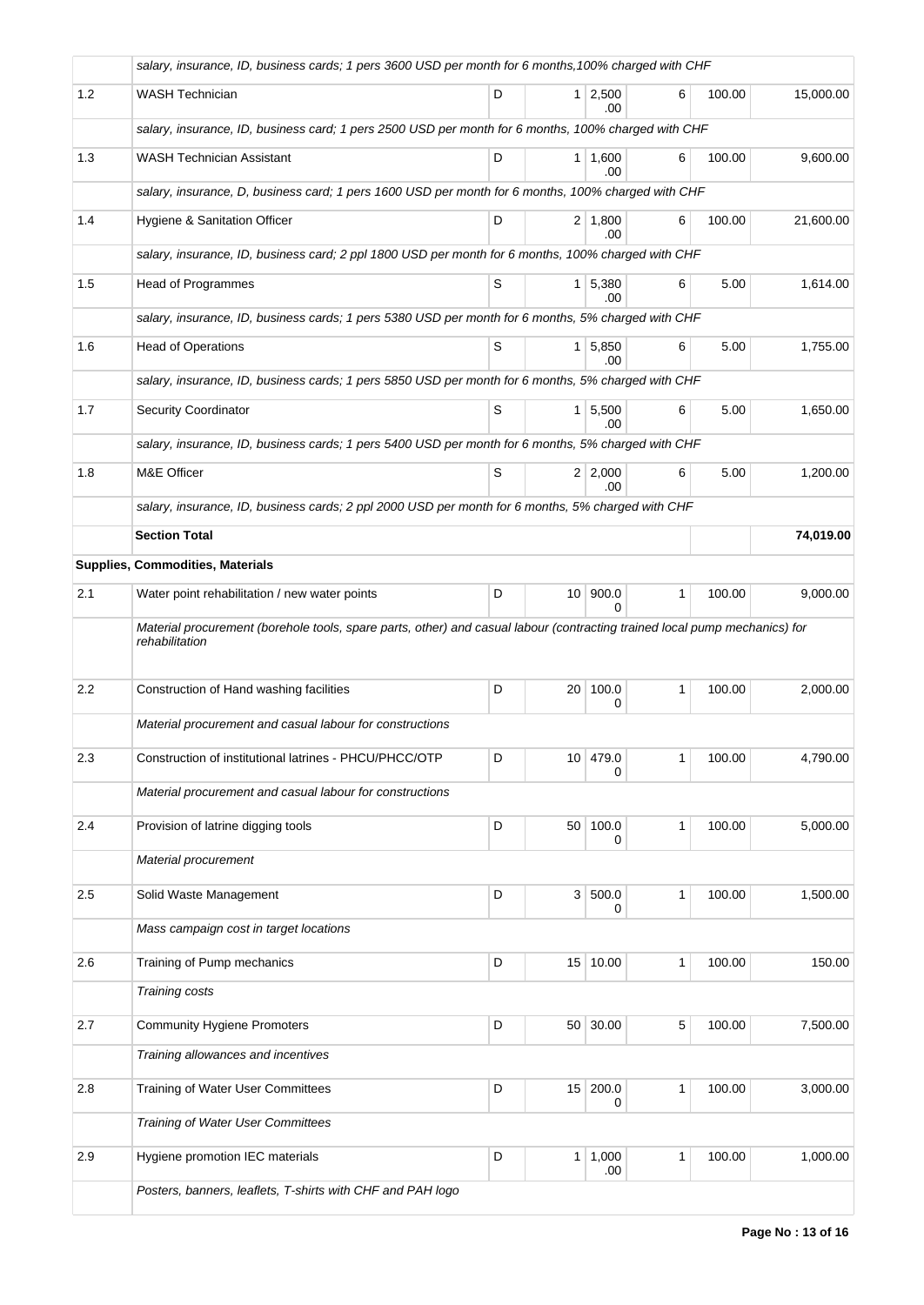| | | | | | | | |
|---|---|---|---|---|---|---|---|
| | *salary, insurance, ID, business cards; 1 pers 3600 USD per month for 6 months,100% charged with CHF* | | | | | | |
| 1.2 | WASH Technician | D | 1 | 2,500.00 | 6 | 100.00 | 15,000.00 |
| | *salary, insurance, ID, business card; 1 pers 2500 USD per month for 6 months, 100% charged with CHF* | | | | | | |
| 1.3 | WASH Technician Assistant | D | 1 | 1,600.00 | 6 | 100.00 | 9,600.00 |
| | *salary, insurance, D, business card; 1 pers 1600 USD per month for 6 months, 100% charged with CHF* | | | | | | |
| 1.4 | Hygiene & Sanitation Officer | D | 2 | 1,800.00 | 6 | 100.00 | 21,600.00 |
| | *salary, insurance, ID, business card; 2 ppl 1800 USD per month for 6 months, 100% charged with CHF* | | | | | | |
| 1.5 | Head of Programmes | S | 1 | 5,380.00 | 6 | 5.00 | 1,614.00 |
| | *salary, insurance, ID, business cards; 1 pers 5380 USD per month for 6 months, 5% charged with CHF* | | | | | | |
| 1.6 | Head of Operations | S | 1 | 5,850.00 | 6 | 5.00 | 1,755.00 |
| | *salary, insurance, ID, business cards; 1 pers 5850 USD per month for 6 months, 5% charged with CHF* | | | | | | |
| 1.7 | Security Coordinator | S | 1 | 5,500.00 | 6 | 5.00 | 1,650.00 |
| | *salary, insurance, ID, business cards; 1 pers 5400 USD per month for 6 months, 5% charged with CHF* | | | | | | |
| 1.8 | M&E Officer | S | 2 | 2,000.00 | 6 | 5.00 | 1,200.00 |
| | *salary, insurance, ID, business cards; 2 ppl 2000 USD per month for 6 months, 5% charged with CHF* | | | | | | |
| | **Section Total** | | | | | | **74,019.00** |
| **Supplies, Commodities, Materials** | | | | | | | |
| 2.1 | Water point rehabilitation / new water points | D | 10 | 900.00 | 1 | 100.00 | 9,000.00 |
| | *Material procurement (borehole tools, spare parts, other) and casual labour (contracting trained local pump mechanics) for rehabilitation* | | | | | | |
| 2.2 | Construction of Hand washing facilities | D | 20 | 100.00 | 1 | 100.00 | 2,000.00 |
| | *Material procurement and casual labour for constructions* | | | | | | |
| 2.3 | Construction of institutional latrines - PHCU/PHCC/OTP | D | 10 | 479.00 | 1 | 100.00 | 4,790.00 |
| | *Material procurement and casual labour for constructions* | | | | | | |
| 2.4 | Provision of latrine digging tools | D | 50 | 100.00 | 1 | 100.00 | 5,000.00 |
| | *Material procurement* | | | | | | |
| 2.5 | Solid Waste Management | D | 3 | 500.00 | 1 | 100.00 | 1,500.00 |
| | *Mass campaign cost in target locations* | | | | | | |
| 2.6 | Training of Pump mechanics | D | 15 | 10.00 | 1 | 100.00 | 150.00 |
| | *Training costs* | | | | | | |
| 2.7 | Community Hygiene Promoters | D | 50 | 30.00 | 5 | 100.00 | 7,500.00 |
| | *Training allowances and incentives* | | | | | | |
| 2.8 | Training of Water User Committees | D | 15 | 200.00 | 1 | 100.00 | 3,000.00 |
| | *Training of Water User Committees* | | | | | | |
| 2.9 | Hygiene promotion IEC materials | D | 1 | 1,000.00 | 1 | 100.00 | 1,000.00 |
| | *Posters, banners, leaflets, T-shirts with CHF and PAH logo* | | | | | | |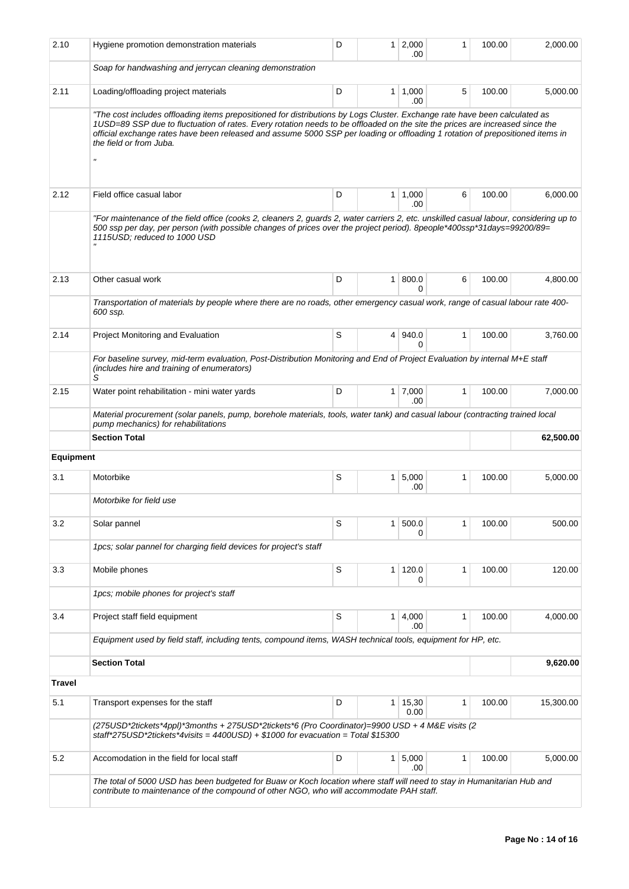| | | | | | | | |
|---|---|---|---|---|---|---|---|
| 2.10 | Hygiene promotion demonstration materials | D | 1 | 2,000.00 | 1 | 100.00 | 2,000.00 |
| | *Soap for handwashing and jerrycan cleaning demonstration* | | | | | | |
| 2.11 | Loading/offloading project materials | D | 1 | 1,000.00 | 5 | 100.00 | 5,000.00 |
| | *"The cost includes offloading items prepositioned for distributions by Logs Cluster. Exchange rate have been calculated as 1USD=89 SSP due to fluctuation of rates. Every rotation needs to be offloaded on the site the prices are increased since the official exchange rates have been released and assume 5000 SSP per loading or offloading 1 rotation of prepositioned items in the field or from Juba. "* | | | | | | |
| 2.12 | Field office casual labor | D | 1 | 1,000.00 | 6 | 100.00 | 6,000.00 |
| | *"For maintenance of the field office (cooks 2, cleaners 2, guards 2, water carriers 2, etc. unskilled casual labour, considering up to 500 ssp per day, per person (with possible changes of prices over the project period). 8people*400ssp*31days=99200/89= 1115USD; reduced to 1000 USD "* | | | | | | |
| 2.13 | Other casual work | D | 1 | 800.00 | 6 | 100.00 | 4,800.00 |
| | *Transportation of materials by people where there are no roads, other emergency casual work, range of casual labour rate 400-600 ssp.* | | | | | | |
| 2.14 | Project Monitoring and Evaluation | S | 4 | 940.00 | 1 | 100.00 | 3,760.00 |
| | *For baseline survey, mid-term evaluation, Post-Distribution Monitoring and End of Project Evaluation by internal M+E staff (includes hire and training of enumerators) S* | | | | | | |
| 2.15 | Water point rehabilitation - mini water yards | D | 1 | 7,000.00 | 1 | 100.00 | 7,000.00 |
| | *Material procurement (solar panels, pump, borehole materials, tools, water tank) and casual labour (contracting trained local pump mechanics) for rehabilitations* | | | | | | |
| | **Section Total** | | | | | | **62,500.00** |
| **Equipment** | | | | | | | |
| 3.1 | Motorbike | S | 1 | 5,000.00 | 1 | 100.00 | 5,000.00 |
| | *Motorbike for field use* | | | | | | |
| 3.2 | Solar pannel | S | 1 | 500.00 | 1 | 100.00 | 500.00 |
| | *1pcs; solar pannel for charging field devices for project's staff* | | | | | | |
| 3.3 | Mobile phones | S | 1 | 120.00 | 1 | 100.00 | 120.00 |
| | *1pcs; mobile phones for project's staff* | | | | | | |
| 3.4 | Project staff field equipment | S | 1 | 4,000.00 | 1 | 100.00 | 4,000.00 |
| | *Equipment used by field staff, including tents, compound items, WASH technical tools, equipment for HP, etc.* | | | | | | |
| | **Section Total** | | | | | | **9,620.00** |
| **Travel** | | | | | | | |
| 5.1 | Transport expenses for the staff | D | 1 | 15,300.00 | 1 | 100.00 | 15,300.00 |
| | *(275USD*2tickets*4ppl)*3months + 275USD*2tickets*6 (Pro Coordinator)=9900 USD + 4 M&E visits (2 staff*275USD*2tickets*4visits = 4400USD) + $1000 for evacuation = Total $15300* | | | | | | |
| 5.2 | Accomodation in the field for local staff | D | 1 | 5,000.00 | 1 | 100.00 | 5,000.00 |
| | *The total of 5000 USD has been budgeted for Buaw or Koch location where staff will need to stay in Humanitarian Hub and contribute to maintenance of the compound of other NGO, who will accommodate PAH staff.* | | | | | | |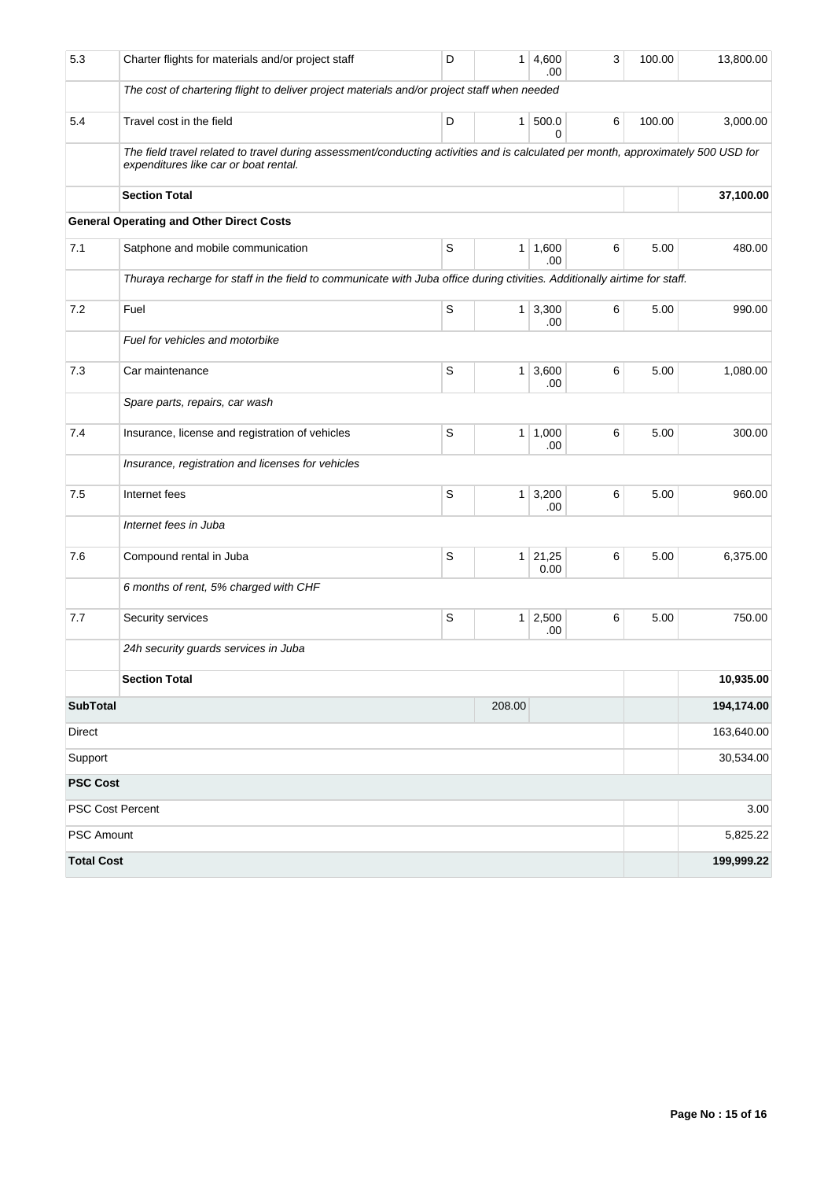| | | | | | | | |
|---|---|---|---|---|---|---|---|
| 5.3 | Charter flights for materials and/or project staff | D | 1 | 4,600.00 | 3 | 100.00 | 13,800.00 |
| | *The cost of chartering flight to deliver project materials and/or project staff when needed* | | | | | | |
| 5.4 | Travel cost in the field | D | 1 | 500.00 | 6 | 100.00 | 3,000.00 |
| | *The field travel related to travel during assessment/conducting activities and is calculated per month, approximately 500 USD for expenditures like car or boat rental.* | | | | | | |
| | **Section Total** | | | | | | **37,100.00** |
| | **General Operating and Other Direct Costs** | | | | | | |
| 7.1 | Satphone and mobile communication | S | 1 | 1,600.00 | 6 | 5.00 | 480.00 |
| | *Thuraya recharge for staff in the field to communicate with Juba office during ctivities. Additionally airtime for staff.* | | | | | | |
| 7.2 | Fuel | S | 1 | 3,300.00 | 6 | 5.00 | 990.00 |
| | *Fuel for vehicles and motorbike* | | | | | | |
| 7.3 | Car maintenance | S | 1 | 3,600.00 | 6 | 5.00 | 1,080.00 |
| | *Spare parts, repairs, car wash* | | | | | | |
| 7.4 | Insurance, license and registration of vehicles | S | 1 | 1,000.00 | 6 | 5.00 | 300.00 |
| | *Insurance, registration and licenses for vehicles* | | | | | | |
| 7.5 | Internet fees | S | 1 | 3,200.00 | 6 | 5.00 | 960.00 |
| | *Internet fees in Juba* | | | | | | |
| 7.6 | Compound rental in Juba | S | 1 | 21,250.00 | 6 | 5.00 | 6,375.00 |
| | *6 months of rent, 5% charged with CHF* | | | | | | |
| 7.7 | Security services | S | 1 | 2,500.00 | 6 | 5.00 | 750.00 |
| | *24h security guards services in Juba* | | | | | | |
| | **Section Total** | | | | | | **10,935.00** |
| **SubTotal** | | | 208.00 | | | | **194,174.00** |
| Direct | | | | | | | 163,640.00 |
| Support | | | | | | | 30,534.00 |
| **PSC Cost** | | | | | | | |
| PSC Cost Percent | | | | | | | 3.00 |
| PSC Amount | | | | | | | 5,825.22 |
| **Total Cost** | | | | | | | **199,999.22** |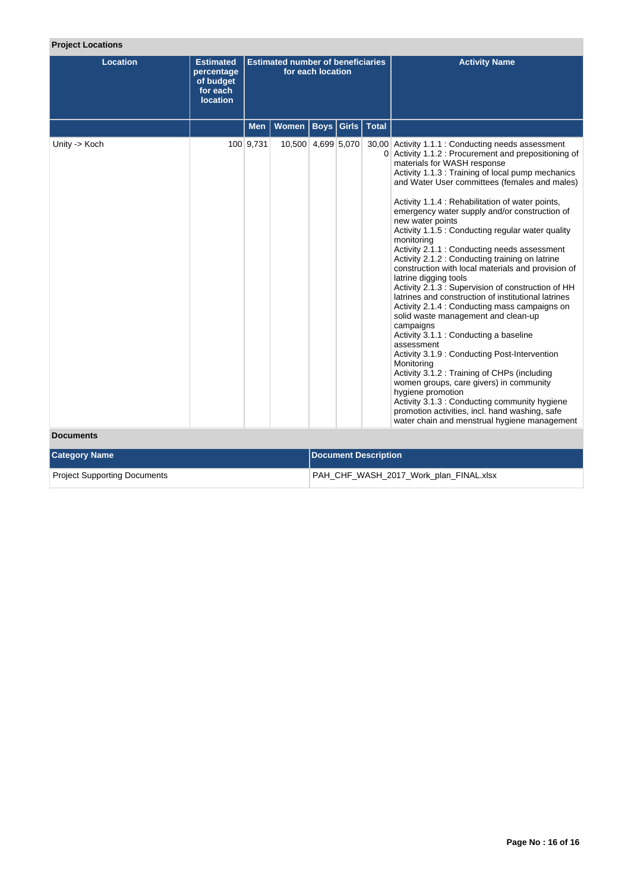**Project Locations**

| Location | Estimated percentage of budget for each location | Estimated number of beneficiaries for each location | | | | | Activity Name |
|---|---|---|---|---|---|---|---|
| | | Men | Women | Boys | Girls | Total | |
| Unity -> Koch | 100 | 9,731 | 10,500 | 4,699 | 5,070 | 30,000 | Activity 1.1.1 : Conducting needs assessment<br>Activity 1.1.2 : Procurement and prepositioning of materials for WASH response<br>Activity 1.1.3 : Training of local pump mechanics and Water User committees (females and males)<br><br>Activity 1.1.4 : Rehabilitation of water points, emergency water supply and/or construction of new water points<br>Activity 1.1.5 : Conducting regular water quality monitoring<br>Activity 2.1.1 : Conducting needs assessment<br>Activity 2.1.2 : Conducting training on latrine construction with local materials and provision of latrine digging tools<br>Activity 2.1.3 : Supervision of construction of HH latrines and construction of institutional latrines<br>Activity 2.1.4 : Conducting mass campaigns on solid waste management and clean-up campaigns<br>Activity 3.1.1 : Conducting a baseline assessment<br>Activity 3.1.9 : Conducting Post-Intervention Monitoring<br>Activity 3.1.2 : Training of CHPs (including women groups, care givers) in community hygiene promotion<br>Activity 3.1.3 : Conducting community hygiene promotion activities, incl. hand washing, safe water chain and menstrual hygiene management |

**Documents**

| Category Name | Document Description |
|---|---|
| Project Supporting Documents | PAH_CHF_WASH_2017_Work_plan_FINAL.xlsx |